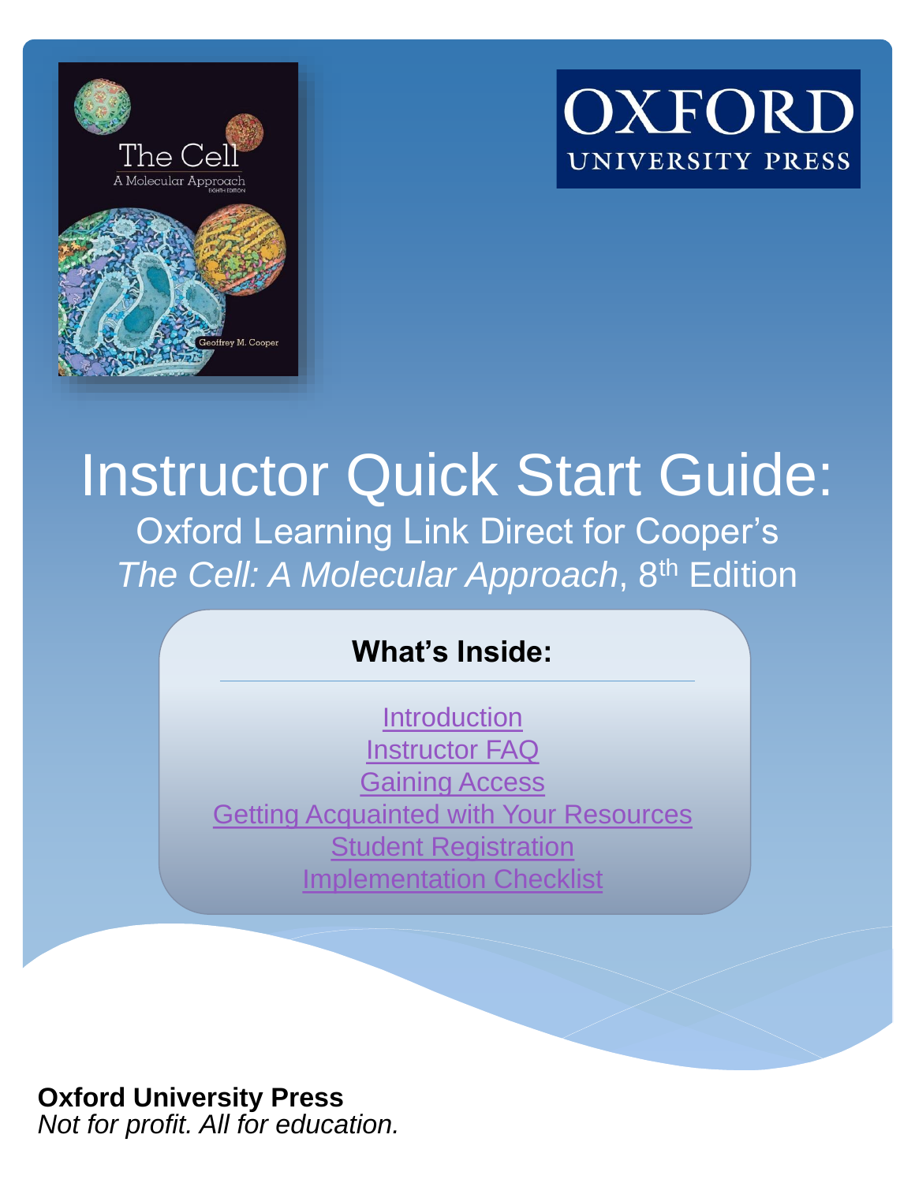# Instructor Quick Start Guide:

## Oxford Learning Link Direct for Cooper's *The Cell: A Molecular Approach*, 8th Edition

### What's Inside:

Introduction
Instructor FAQ
Gaining Access
Getting Acquainted with Your Resources
Student Registration
Implementation Checklist

**Oxford University Press**
*Not for profit. All for education.*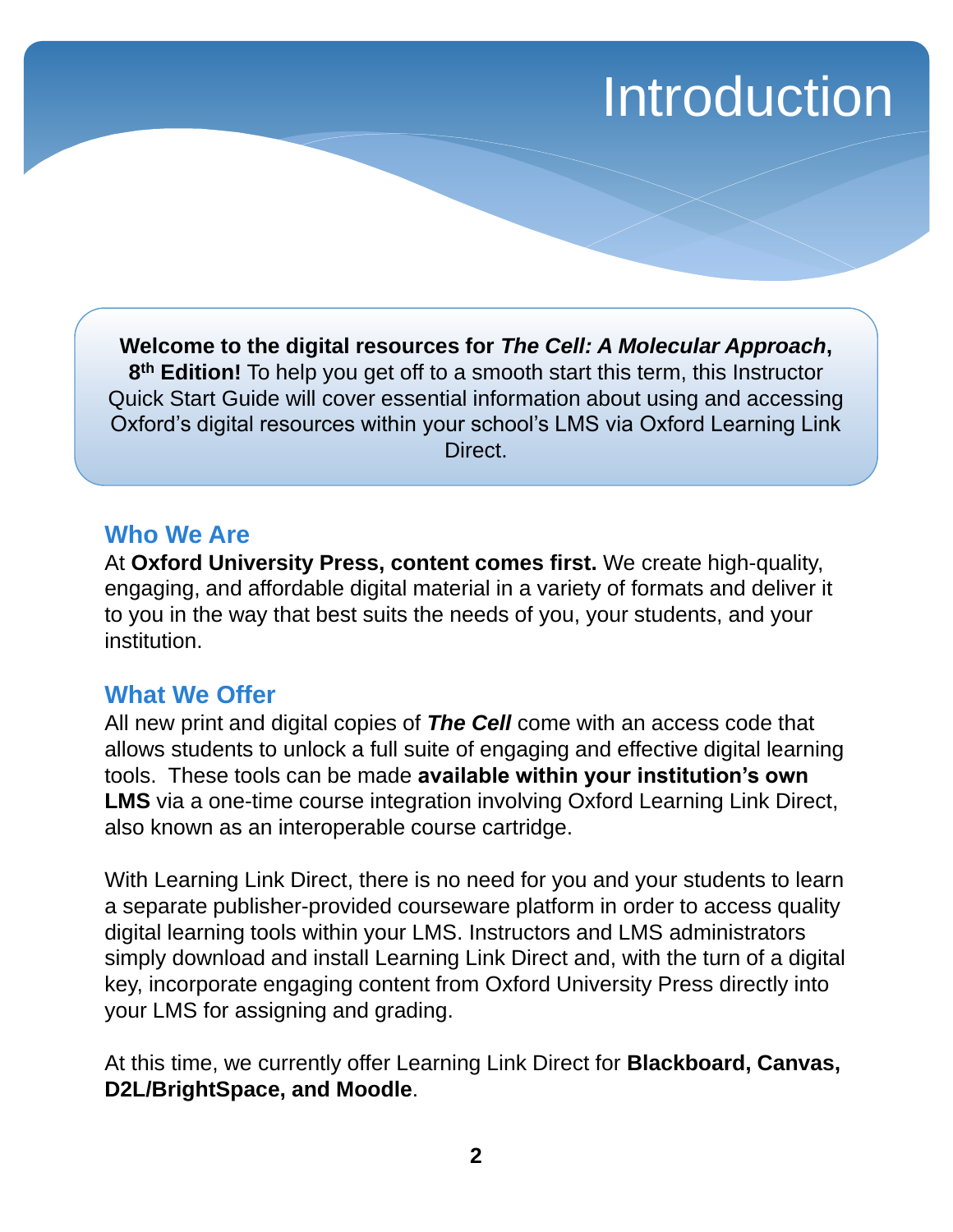# Introduction

**Welcome to the digital resources for *The Cell: A Molecular Approach*, 8th Edition!** To help you get off to a smooth start this term, this Instructor Quick Start Guide will cover essential information about using and accessing Oxford's digital resources within your school's LMS via Oxford Learning Link Direct.

## Who We Are

At **Oxford University Press, content comes first.** We create high-quality, engaging, and affordable digital material in a variety of formats and deliver it to you in the way that best suits the needs of you, your students, and your institution.

## What We Offer

All new print and digital copies of ***The Cell*** come with an access code that allows students to unlock a full suite of engaging and effective digital learning tools. These tools can be made **available within your institution's own LMS** via a one-time course integration involving Oxford Learning Link Direct, also known as an interoperable course cartridge.

With Learning Link Direct, there is no need for you and your students to learn a separate publisher-provided courseware platform in order to access quality digital learning tools within your LMS. Instructors and LMS administrators simply download and install Learning Link Direct and, with the turn of a digital key, incorporate engaging content from Oxford University Press directly into your LMS for assigning and grading.

At this time, we currently offer Learning Link Direct for **Blackboard, Canvas, D2L/BrightSpace, and Moodle**.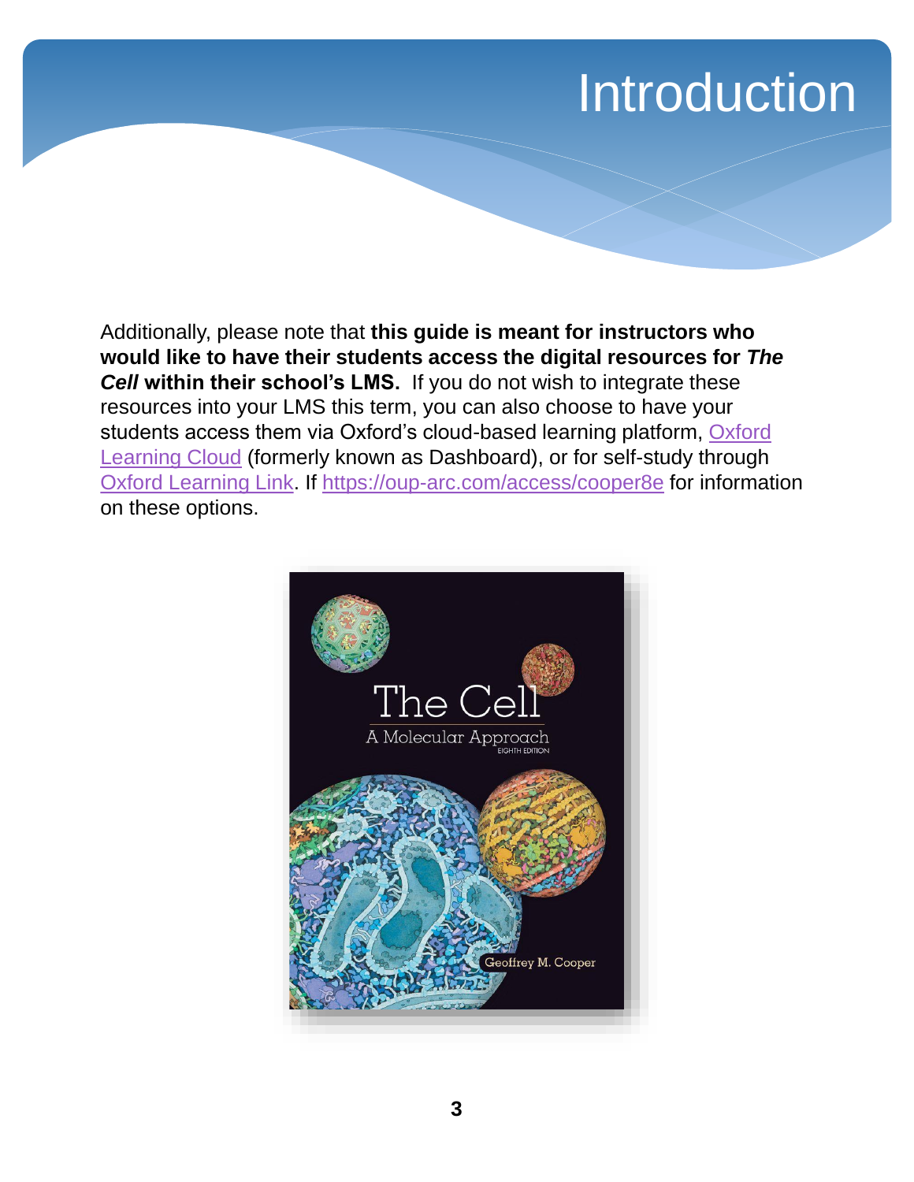# Introduction

Additionally, please note that **this guide is meant for instructors who would like to have their students access the digital resources for *The Cell* within their school's LMS.** If you do not wish to integrate these resources into your LMS this term, you can also choose to have your students access them via Oxford's cloud-based learning platform, [Oxford Learning Cloud](Oxford Learning Cloud) (formerly known as Dashboard), or for self-study through [Oxford Learning Link](Oxford Learning Link). If [https://oup-arc.com/access/cooper8e](https://oup-arc.com/access/cooper8e) for information on these options.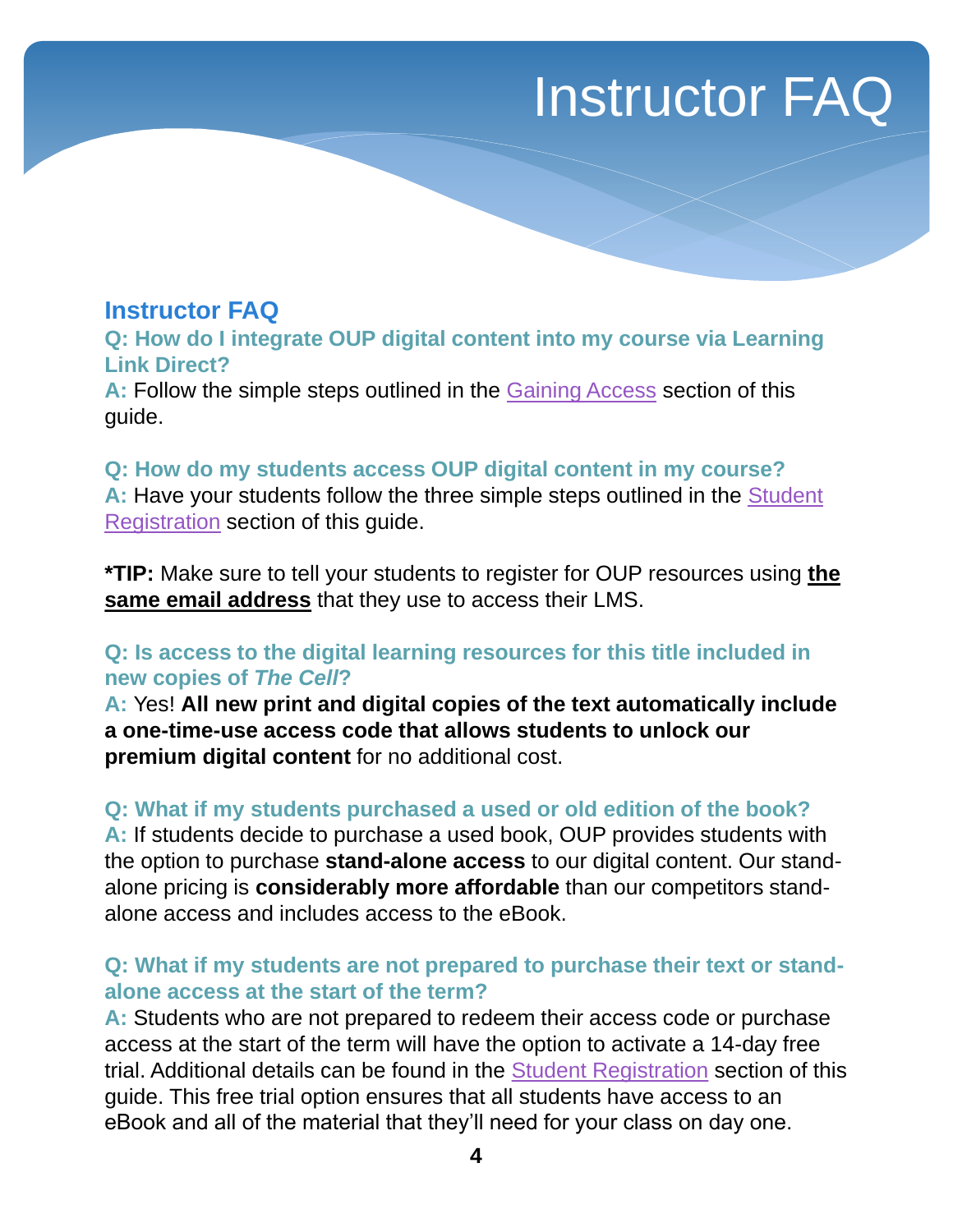# Instructor FAQ

## Instructor FAQ

**Q: How do I integrate OUP digital content into my course via Learning Link Direct?**

**A:** Follow the simple steps outlined in the Gaining Access section of this guide.

**Q: How do my students access OUP digital content in my course?**

**A:** Have your students follow the three simple steps outlined in the Student Registration section of this guide.

***TIP:** Make sure to tell your students to register for OUP resources using **the same email address** that they use to access their LMS.

**Q: Is access to the digital learning resources for this title included in new copies of *The Cell*?**

**A:** Yes! **All new print and digital copies of the text automatically include a one-time-use access code that allows students to unlock our premium digital content** for no additional cost.

**Q: What if my students purchased a used or old edition of the book?**

**A:** If students decide to purchase a used book, OUP provides students with the option to purchase **stand-alone access** to our digital content. Our stand-alone pricing is **considerably more affordable** than our competitors stand-alone access and includes access to the eBook.

**Q: What if my students are not prepared to purchase their text or stand-alone access at the start of the term?**

**A:** Students who are not prepared to redeem their access code or purchase access at the start of the term will have the option to activate a 14-day free trial. Additional details can be found in the Student Registration section of this guide. This free trial option ensures that all students have access to an eBook and all of the material that they'll need for your class on day one.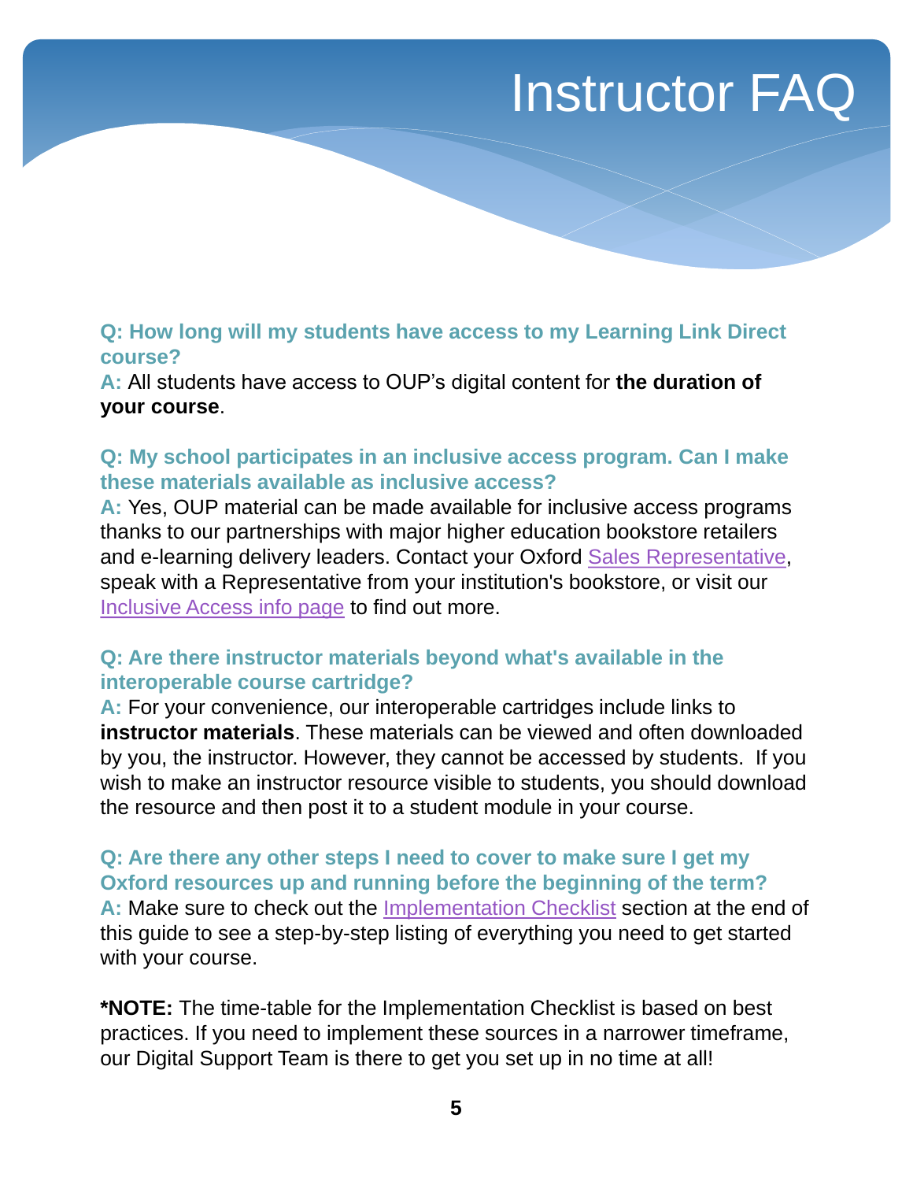# Instructor FAQ

**Q: How long will my students have access to my Learning Link Direct course?**

**A:** All students have access to OUP's digital content for **the duration of your course**.

**Q: My school participates in an inclusive access program. Can I make these materials available as inclusive access?**

**A:** Yes, OUP material can be made available for inclusive access programs thanks to our partnerships with major higher education bookstore retailers and e-learning delivery leaders. Contact your Oxford Sales Representative, speak with a Representative from your institution's bookstore, or visit our Inclusive Access info page to find out more.

**Q: Are there instructor materials beyond what's available in the interoperable course cartridge?**

**A:** For your convenience, our interoperable cartridges include links to **instructor materials**. These materials can be viewed and often downloaded by you, the instructor. However, they cannot be accessed by students. If you wish to make an instructor resource visible to students, you should download the resource and then post it to a student module in your course.

**Q: Are there any other steps I need to cover to make sure I get my Oxford resources up and running before the beginning of the term?**

**A:** Make sure to check out the Implementation Checklist section at the end of this guide to see a step-by-step listing of everything you need to get started with your course.

***NOTE:** The time-table for the Implementation Checklist is based on best practices. If you need to implement these sources in a narrower timeframe, our Digital Support Team is there to get you set up in no time at all!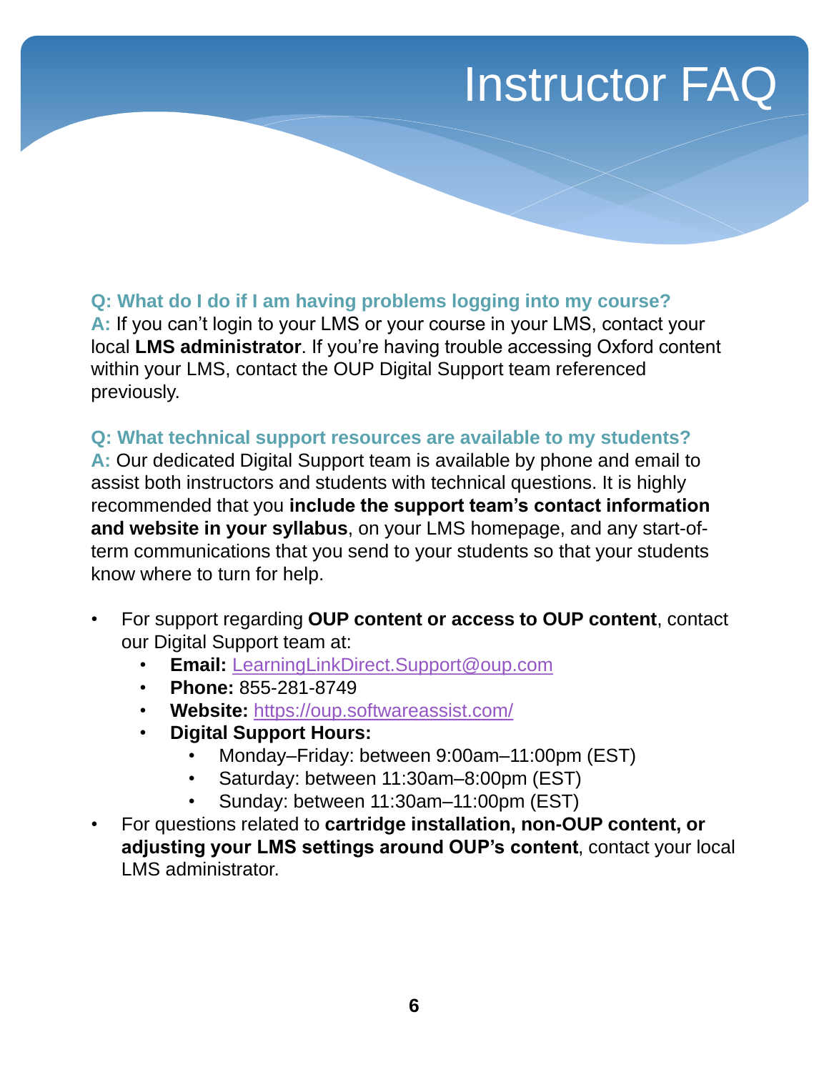# Instructor FAQ

**Q: What do I do if I am having problems logging into my course?**
**A:** If you can't login to your LMS or your course in your LMS, contact your local **LMS administrator**. If you're having trouble accessing Oxford content within your LMS, contact the OUP Digital Support team referenced previously.

**Q: What technical support resources are available to my students?**
**A:** Our dedicated Digital Support team is available by phone and email to assist both instructors and students with technical questions. It is highly recommended that you **include the support team's contact information and website in your syllabus**, on your LMS homepage, and any start-of-term communications that you send to your students so that your students know where to turn for help.

- For support regarding **OUP content or access to OUP content**, contact our Digital Support team at:
  - **Email:** [LearningLinkDirect.Support@oup.com](mailto:LearningLinkDirect.Support@oup.com)
  - **Phone:** 855-281-8749
  - **Website:** [https://oup.softwareassist.com/](https://oup.softwareassist.com/)
  - **Digital Support Hours:**
    - Monday–Friday: between 9:00am–11:00pm (EST)
    - Saturday: between 11:30am–8:00pm (EST)
    - Sunday: between 11:30am–11:00pm (EST)
- For questions related to **cartridge installation, non-OUP content, or adjusting your LMS settings around OUP's content**, contact your local LMS administrator.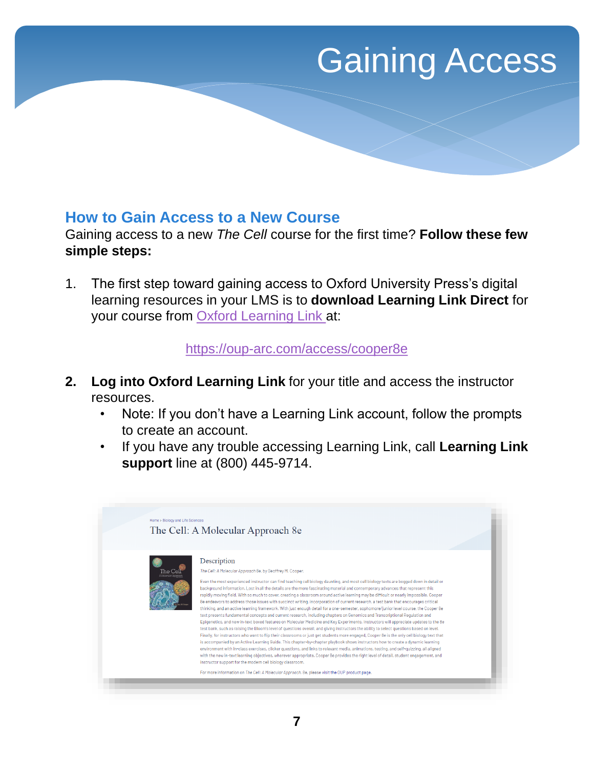# Gaining Access

## How to Gain Access to a New Course

Gaining access to a new *The Cell* course for the first time? **Follow these few simple steps:**

1. The first step toward gaining access to Oxford University Press's digital learning resources in your LMS is to **download Learning Link Direct** for your course from Oxford Learning Link at:

   https://oup-arc.com/access/cooper8e

2. **Log into Oxford Learning Link** for your title and access the instructor resources.
   - Note: If you don't have a Learning Link account, follow the prompts to create an account.
   - If you have any trouble accessing Learning Link, call **Learning Link support** line at (800) 445-9714.

Home > Biology and Life Sciences

The Cell: A Molecular Approach 8e

Description

*The Cell: A Molecular Approach* 8e, by Geoffrey M. Cooper.

Even the most experienced instructor can find teaching cell biology daunting, and most cell biology texts are bogged down in detail or background information. Lost in all the details are the more fascinating material and contemporary advances that represent this rapidly moving field. With so much to cover, creating a classroom around active learning may be difficult or nearly impossible. Cooper 8e endeavors to address those issues with succinct writing, incorporation of current research, a test bank that encourages critical thinking, and an active learning framework. With just enough detail for a one-semester, sophomore/junior level course, the Cooper 8e text presents fundamental concepts and current research, including chapters on Genomics and Transcriptional Regulation and Epigenetics, and new in-text boxed features on Molecular Medicine and Key Experiments. Instructors will appreciate updates to the 8e test bank, such as raising the Bloom's level of questions overall, and giving instructors the ability to select questions based on level. Finally, for instructors who want to flip their classrooms or just get students more engaged, Cooper 8e is the only cell biology text that is accompanied by an Active Learning Guide. This chapter-by-chapter playbook shows instructors how to create a dynamic learning environment with in-class exercises, clicker questions, and links to relevant media, animations, testing, and self-quizzing, all aligned with the new in-text learning objectives, wherever appropriate. Cooper 8e provides the right level of detail, student engagement, and instructor support for the modern cell biology classroom.

For more information on *The Cell: A Molecular Approach*, 8e, please visit the OUP product page.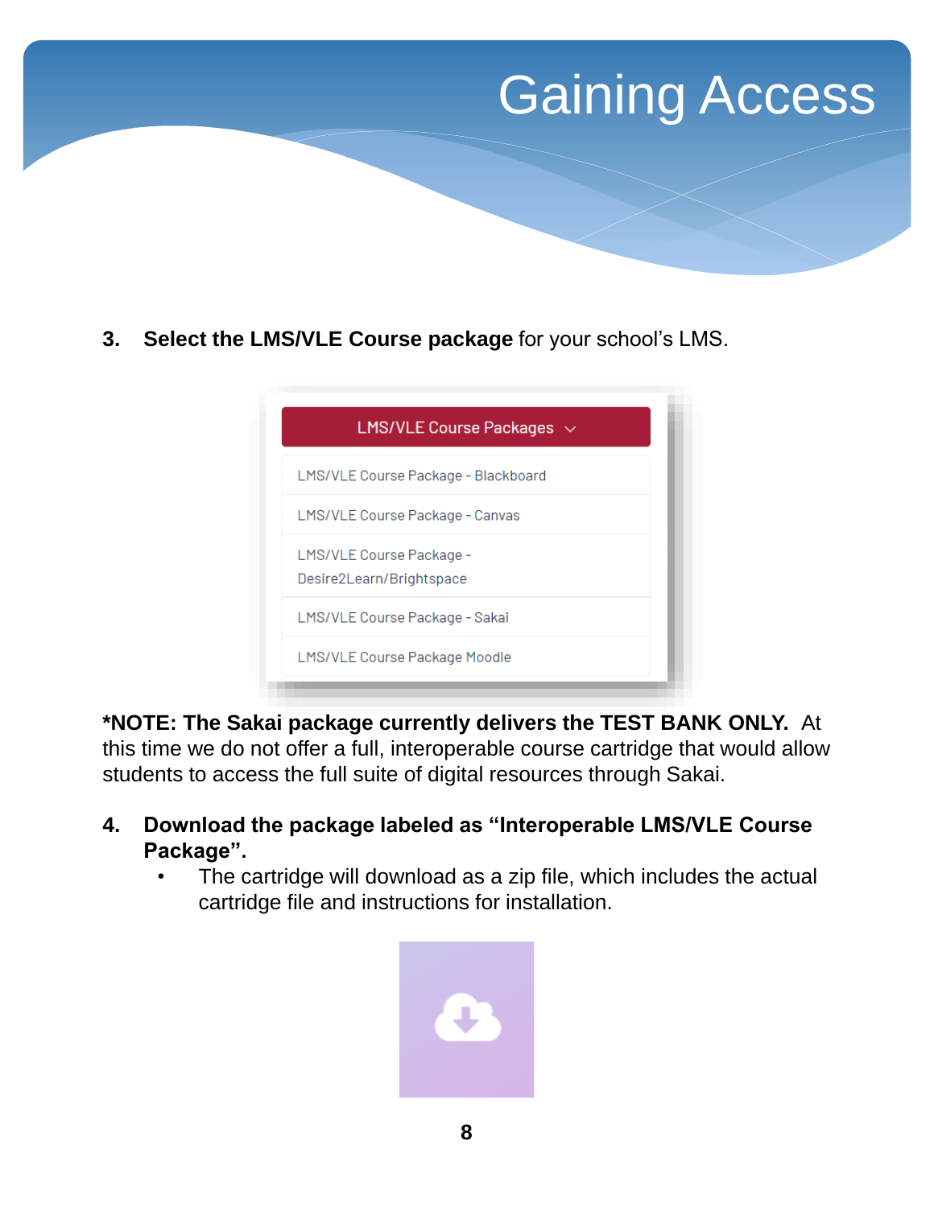# Gaining Access

3. **Select the LMS/VLE Course package** for your school's LMS.

LMS/VLE Course Packages

- LMS/VLE Course Package - Blackboard
- LMS/VLE Course Package - Canvas
- LMS/VLE Course Package - Desire2Learn/Brightspace
- LMS/VLE Course Package - Sakai
- LMS/VLE Course Package Moodle

**\*NOTE: The Sakai package currently delivers the TEST BANK ONLY.** At this time we do not offer a full, interoperable course cartridge that would allow students to access the full suite of digital resources through Sakai.

4. **Download the package labeled as "Interoperable LMS/VLE Course Package".**
   - The cartridge will download as a zip file, which includes the actual cartridge file and instructions for installation.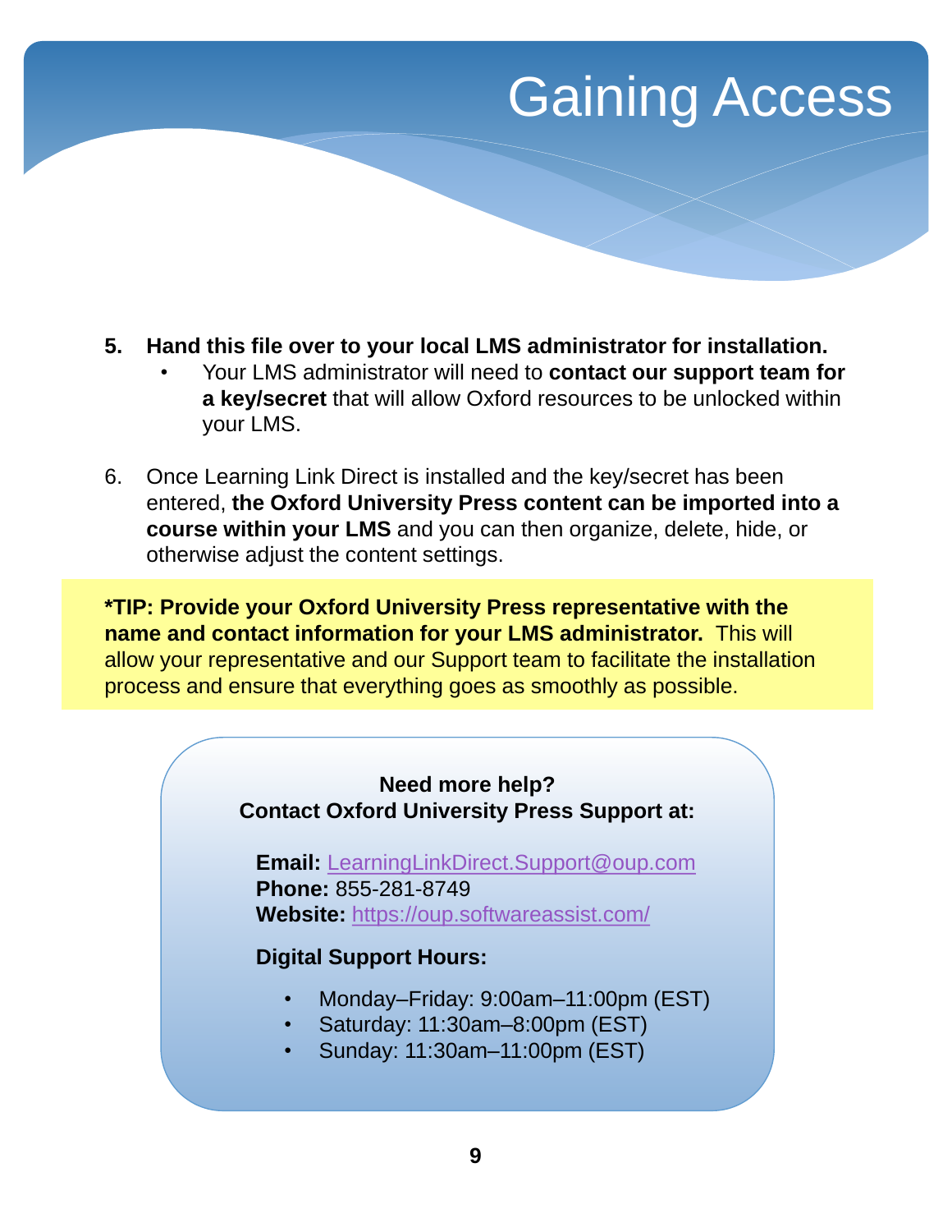# Gaining Access

5. **Hand this file over to your local LMS administrator for installation.**
   - Your LMS administrator will need to **contact our support team for a key/secret** that will allow Oxford resources to be unlocked within your LMS.

6. Once Learning Link Direct is installed and the key/secret has been entered, **the Oxford University Press content can be imported into a course within your LMS** and you can then organize, delete, hide, or otherwise adjust the content settings.

**\*TIP: Provide your Oxford University Press representative with the name and contact information for your LMS administrator.** This will allow your representative and our Support team to facilitate the installation process and ensure that everything goes as smoothly as possible.

**Need more help?**
**Contact Oxford University Press Support at:**

**Email:** LearningLinkDirect.Support@oup.com
**Phone:** 855-281-8749
**Website:** https://oup.softwareassist.com/

**Digital Support Hours:**

- Monday–Friday: 9:00am–11:00pm (EST)
- Saturday: 11:30am–8:00pm (EST)
- Sunday: 11:30am–11:00pm (EST)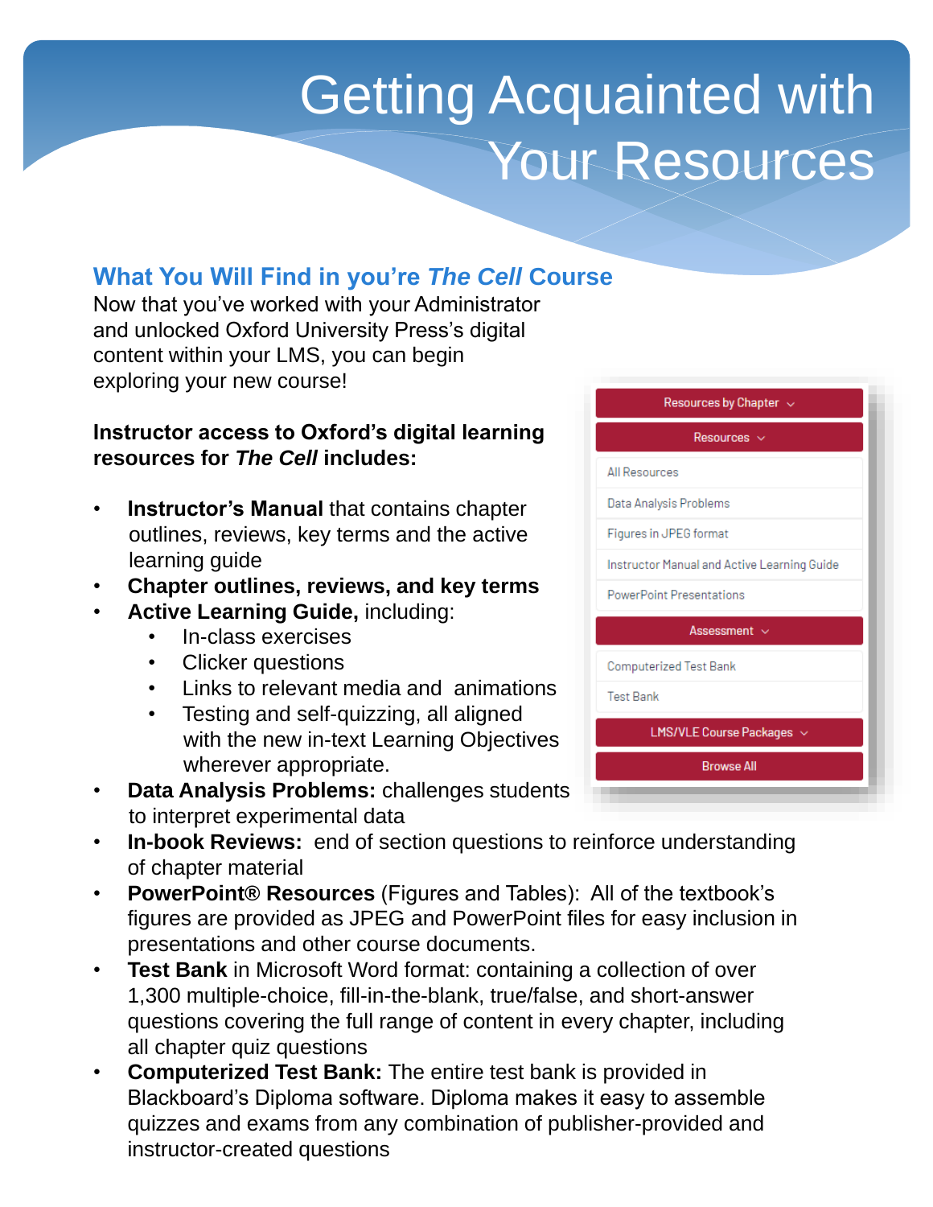# Getting Acquainted with Your Resources

## What You Will Find in you're *The Cell* Course

Now that you've worked with your Administrator and unlocked Oxford University Press's digital content within your LMS, you can begin exploring your new course!

**Instructor access to Oxford's digital learning resources for *The Cell* includes:**

- **Instructor's Manual** that contains chapter outlines, reviews, key terms and the active learning guide
- **Chapter outlines, reviews, and key terms**
- **Active Learning Guide,** including:
    - In-class exercises
    - Clicker questions
    - Links to relevant media and animations
    - Testing and self-quizzing, all aligned with the new in-text Learning Objectives wherever appropriate.
- **Data Analysis Problems:** challenges students to interpret experimental data
- **In-book Reviews:** end of section questions to reinforce understanding of chapter material
- **PowerPoint® Resources** (Figures and Tables): All of the textbook's figures are provided as JPEG and PowerPoint files for easy inclusion in presentations and other course documents.
- **Test Bank** in Microsoft Word format: containing a collection of over 1,300 multiple-choice, fill-in-the-blank, true/false, and short-answer questions covering the full range of content in every chapter, including all chapter quiz questions
- **Computerized Test Bank:** The entire test bank is provided in Blackboard's Diploma software. Diploma makes it easy to assemble quizzes and exams from any combination of publisher-provided and instructor-created questions

Resources by Chapter
Resources
- All Resources
- Data Analysis Problems
- Figures in JPEG format
- Instructor Manual and Active Learning Guide
- PowerPoint Presentations

Assessment
- Computerized Test Bank
- Test Bank

LMS/VLE Course Packages
Browse All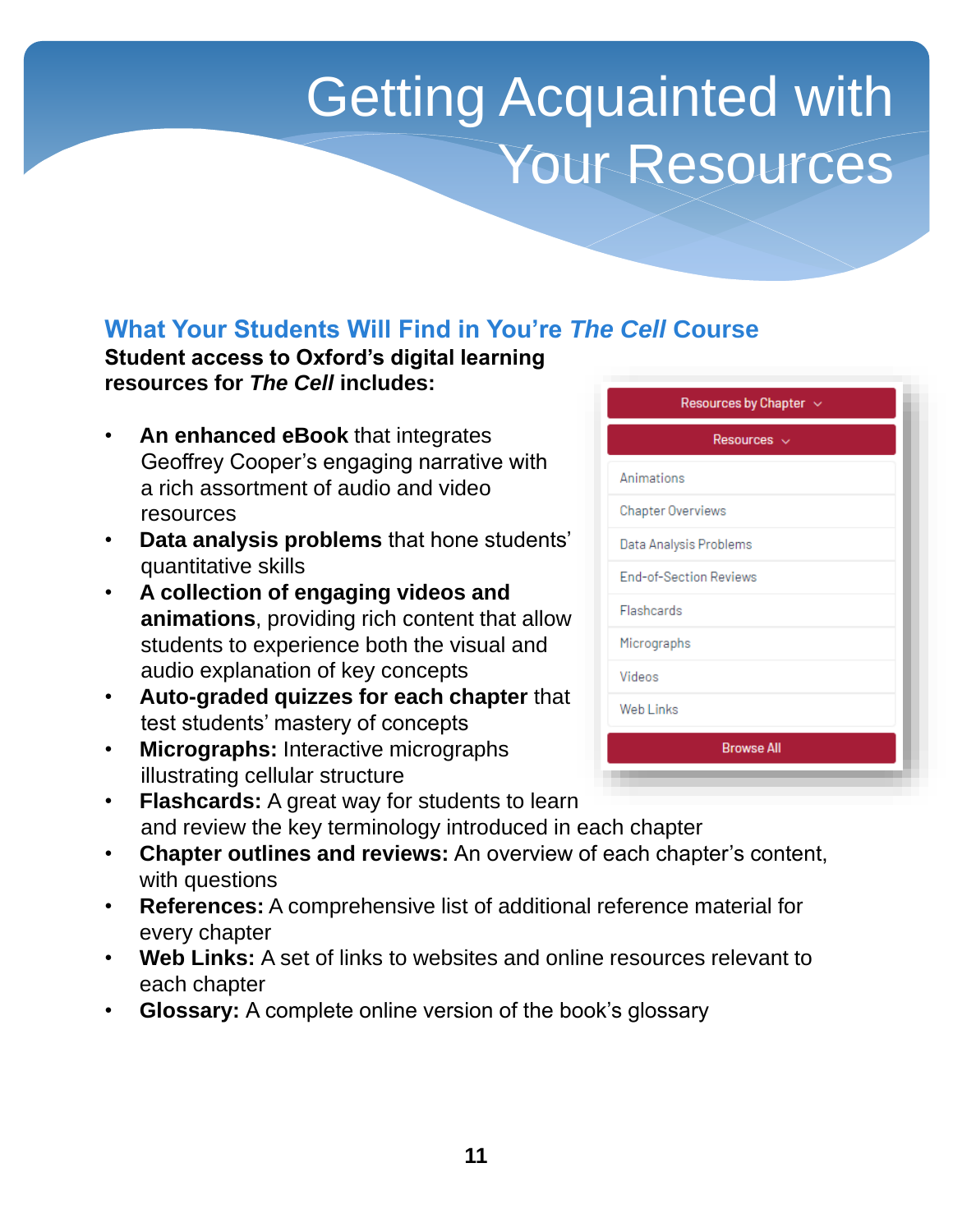# Getting Acquainted with Your Resources

## What Your Students Will Find in You're *The Cell* Course

**Student access to Oxford's digital learning resources for *The Cell* includes:**

- **An enhanced eBook** that integrates Geoffrey Cooper's engaging narrative with a rich assortment of audio and video resources
- **Data analysis problems** that hone students' quantitative skills
- **A collection of engaging videos and animations**, providing rich content that allow students to experience both the visual and audio explanation of key concepts
- **Auto-graded quizzes for each chapter** that test students' mastery of concepts
- **Micrographs:** Interactive micrographs illustrating cellular structure
- **Flashcards:** A great way for students to learn and review the key terminology introduced in each chapter
- **Chapter outlines and reviews:** An overview of each chapter's content, with questions
- **References:** A comprehensive list of additional reference material for every chapter
- **Web Links:** A set of links to websites and online resources relevant to each chapter
- **Glossary:** A complete online version of the book's glossary

Resources by Chapter
Resources
- Animations
- Chapter Overviews
- Data Analysis Problems
- End-of-Section Reviews
- Flashcards
- Micrographs
- Videos
- Web Links

Browse All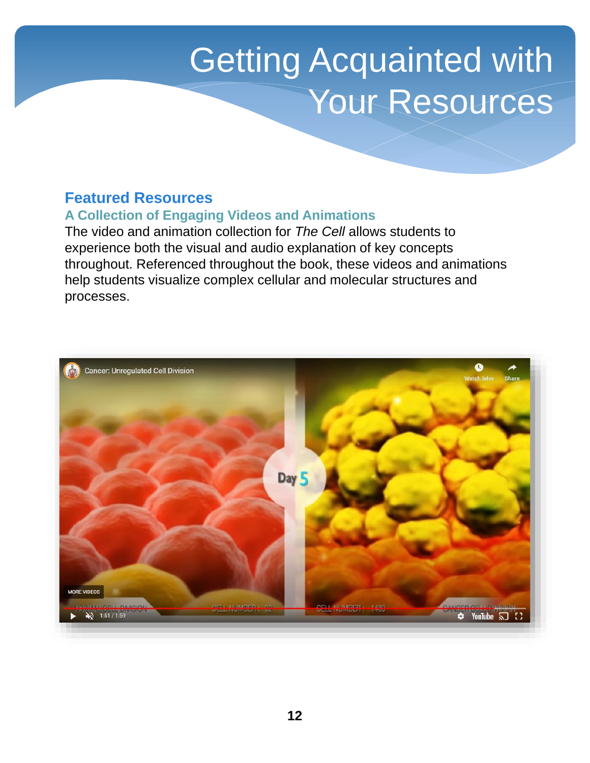# Getting Acquainted with Your Resources

## Featured Resources

### A Collection of Engaging Videos and Animations

The video and animation collection for *The Cell* allows students to experience both the visual and audio explanation of key concepts throughout. Referenced throughout the book, these videos and animations help students visualize complex cellular and molecular structures and processes.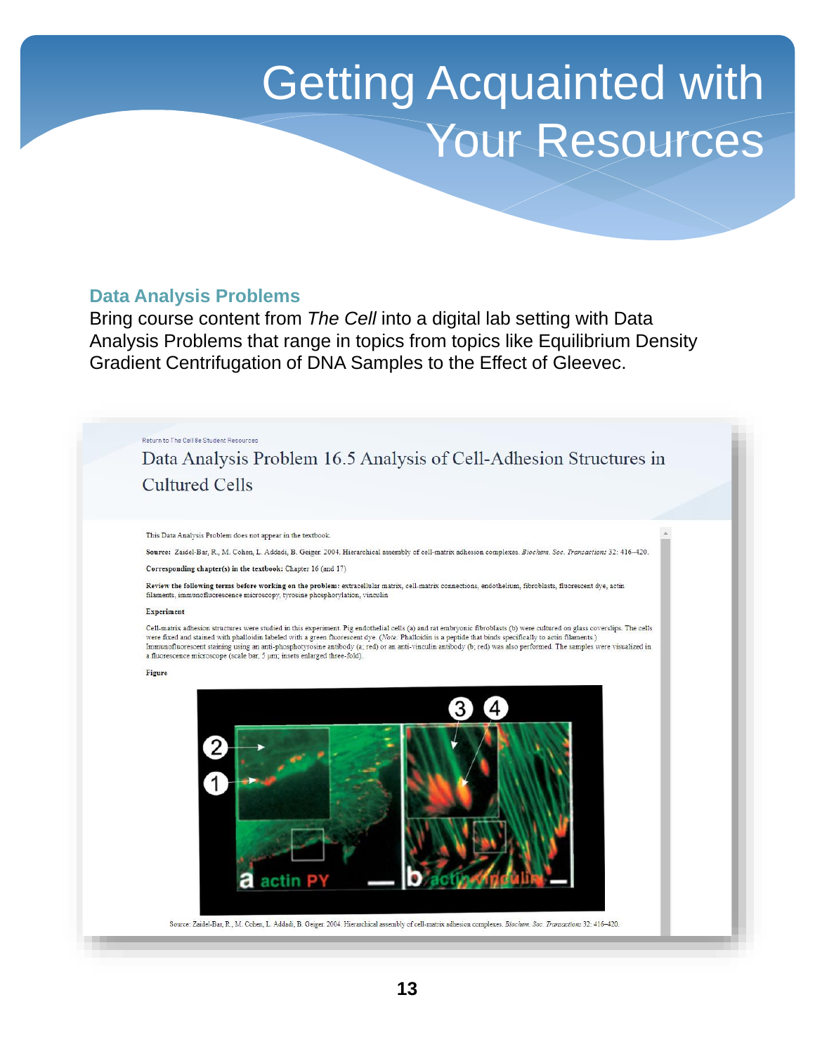# Getting Acquainted with Your Resources

## Data Analysis Problems

Bring course content from *The Cell* into a digital lab setting with Data Analysis Problems that range in topics from topics like Equilibrium Density Gradient Centrifugation of DNA Samples to the Effect of Gleevec.

Return to The Cell 8e Student Resources

### Data Analysis Problem 16.5 Analysis of Cell-Adhesion Structures in Cultured Cells

This Data Analysis Problem does not appear in the textbook.

**Source:** Zaidel-Bar, R., M. Cohen, L. Addadi, B. Geiger. 2004. Hierarchical assembly of cell-matrix adhesion complexes. *Biochem. Soc. Transactions* 32: 416–420.

**Corresponding chapter(s) in the textbook:** Chapter 16 (and 17)

**Review the following terms before working on the problem:** extracellular matrix, cell-matrix connections, endothelium, fibroblasts, fluorescent dye, actin filaments, immunofluorescence microscopy, tyrosine phosphorylation, vinculin

**Experiment**

Cell-matrix adhesion structures were studied in this experiment. Pig endothelial cells (a) and rat embryonic fibroblasts (b) were cultured on glass coverslips. The cells were fixed and stained with phalloidin labeled with a green fluorescent dye. (*Note:* Phalloidin is a peptide that binds specifically to actin filaments.) Immunofluorescent staining using an anti-phosphotyrosine antibody (a; red) or an anti-vinculin antibody (b; red) was also performed. The samples were visualized in a fluorescence microscope (scale bar, 5 µm; insets enlarged three-fold).

**Figure**

Source: Zaidel-Bar, R., M. Cohen, L. Addadi, B. Geiger. 2004. Hierarchical assembly of cell-matrix adhesion complexes. *Biochem. Soc. Transactions* 32: 416–420.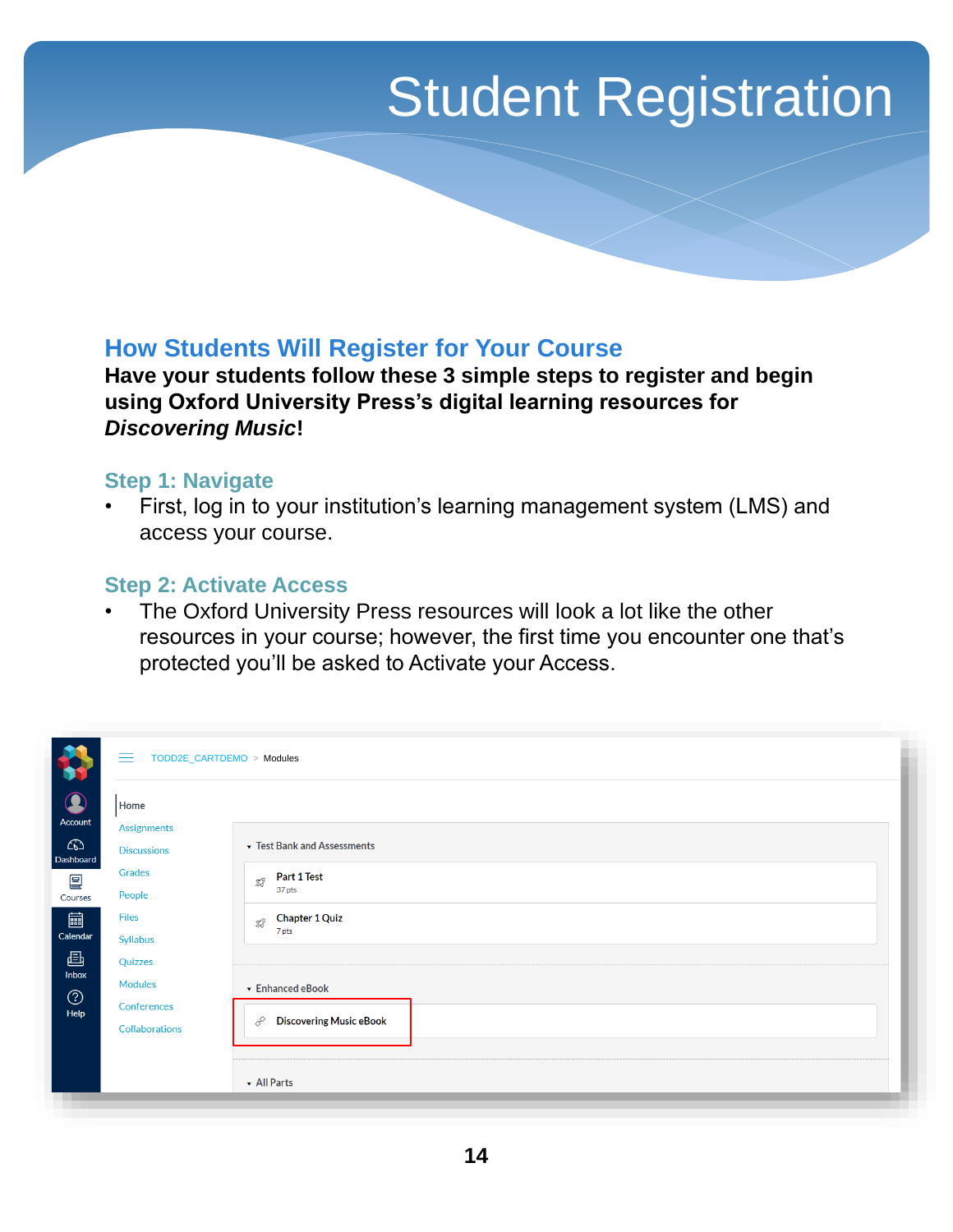# Student Registration

## How Students Will Register for Your Course

**Have your students follow these 3 simple steps to register and begin using Oxford University Press's digital learning resources for *Discovering Music*!**

### Step 1: Navigate

- First, log in to your institution's learning management system (LMS) and access your course.

### Step 2: Activate Access

- The Oxford University Press resources will look a lot like the other resources in your course; however, the first time you encounter one that's protected you'll be asked to Activate your Access.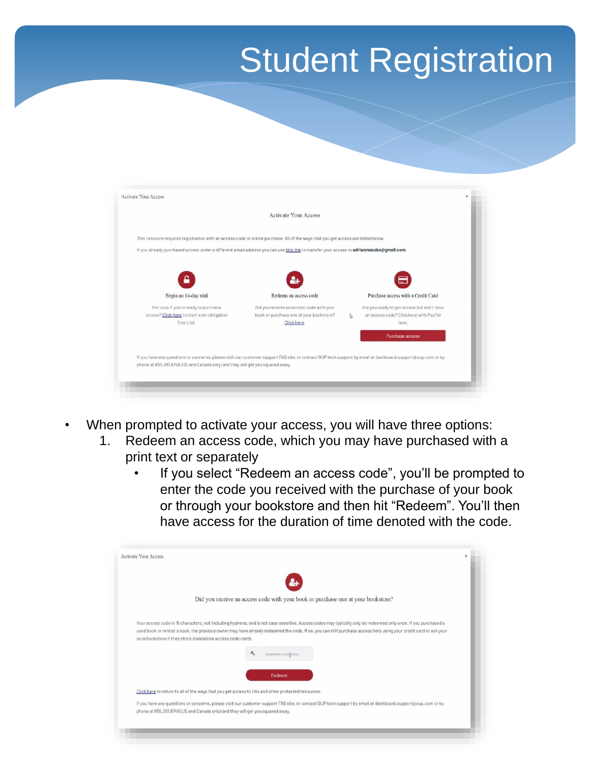# Student Registration

Activate Your Access

Activate Your Access

This resource requires registration with an access code or online purchase. All of the ways that you get access are listed below.

If you already purchased access under a different email address you can use this link to transfer your access to adrianmaszko@gmail.com.

Begin an 14-day trial

Not sure if you're ready to purchase access? Click here to start a no-obligation free trial.

Redeem an access code

Did you receive an access code with your book or purchase one at your bookstore? Click here.

Purchase access with a Credit Card

Are you ready to get access but don't have an access code? Checkout with PayPal here.

Purchase access

If you have any questions or concerns, please visit our customer support FAQ site, or contact OUP tech support by email at dashboard.support@oup.com or by phone at 855.281.8749 (US and Canada only) and they will get you squared away.

- When prompted to activate your access, you will have three options:
  1. Redeem an access code, which you may have purchased with a print text or separately
     - If you select "Redeem an access code", you'll be prompted to enter the code you received with the purchase of your book or through your bookstore and then hit "Redeem". You'll then have access for the duration of time denoted with the code.

Activate Your Access

Did you receive an access code with your book or purchase one at your bookstore?

Your access code is 16 characters, not including hyphens, and is not case sensitive. Access codes may typically only be redeemed only once. If you purchased a used book or rented a book, the previous owner may have already redeemed the code. If so, you can still purchase access here using your credit card or ask your local bookstore if they stock standalone access code cards.

XXXXXXXX-XXXXXXXX

Redeem

Click here to return to all of the ways that you get access to this and other protected resources.

If you have any questions or concerns, please visit our customer support FAQ site, or contact OUP tech support by email at dashboard.support@oup.com or by phone at 855.281.8749 (US and Canada only) and they will get you squared away.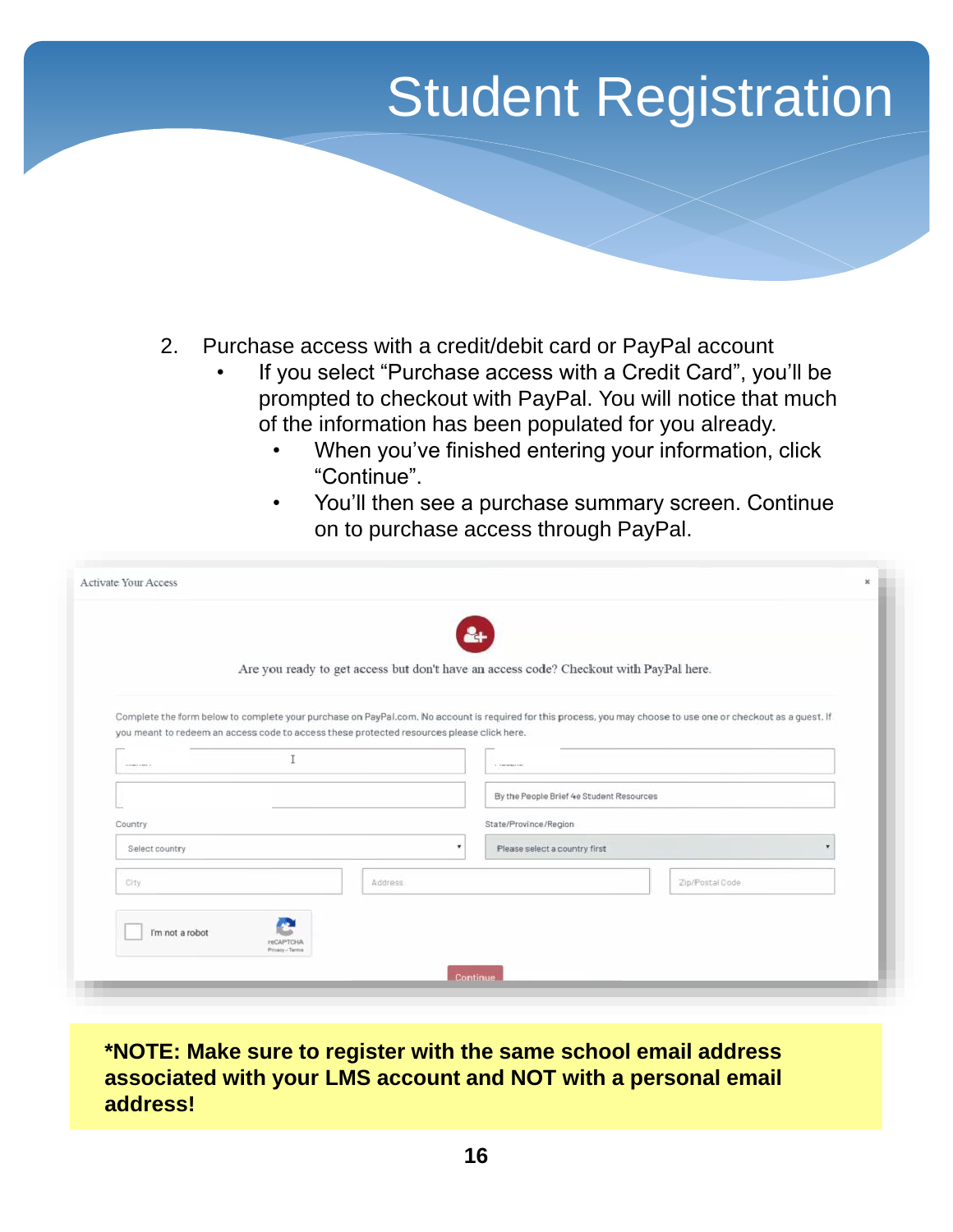# Student Registration

2. Purchase access with a credit/debit card or PayPal account
   - If you select "Purchase access with a Credit Card", you'll be prompted to checkout with PayPal. You will notice that much of the information has been populated for you already.
     - When you've finished entering your information, click "Continue".
     - You'll then see a purchase summary screen. Continue on to purchase access through PayPal.

**\*NOTE: Make sure to register with the same school email address associated with your LMS account and NOT with a personal email address!**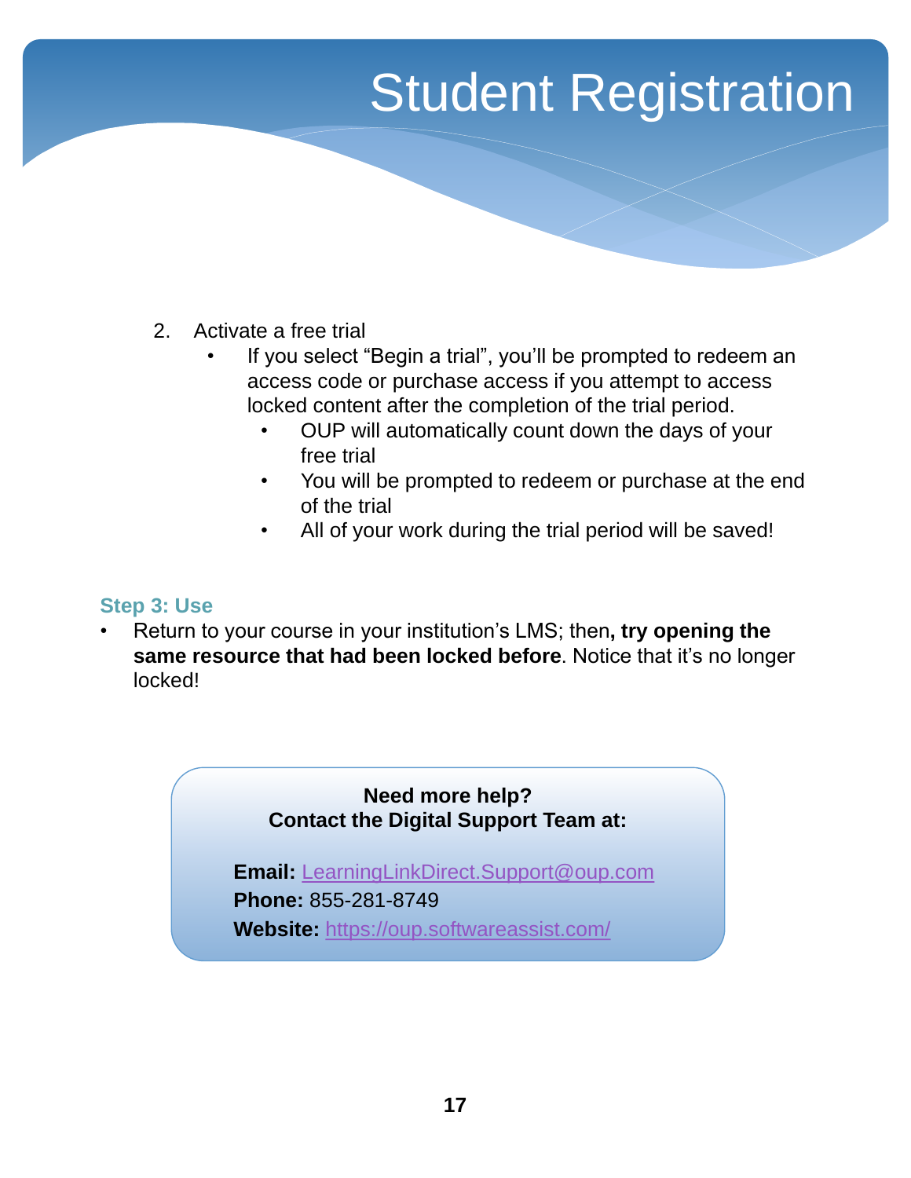# Student Registration

2. Activate a free trial
   - If you select "Begin a trial", you'll be prompted to redeem an access code or purchase access if you attempt to access locked content after the completion of the trial period.
     - OUP will automatically count down the days of your free trial
     - You will be prompted to redeem or purchase at the end of the trial
     - All of your work during the trial period will be saved!

**Step 3: Use**

- Return to your course in your institution's LMS; then**, try opening the same resource that had been locked before**. Notice that it's no longer locked!

**Need more help?**
**Contact the Digital Support Team at:**

**Email:** LearningLinkDirect.Support@oup.com
**Phone:** 855-281-8749
**Website:** https://oup.softwareassist.com/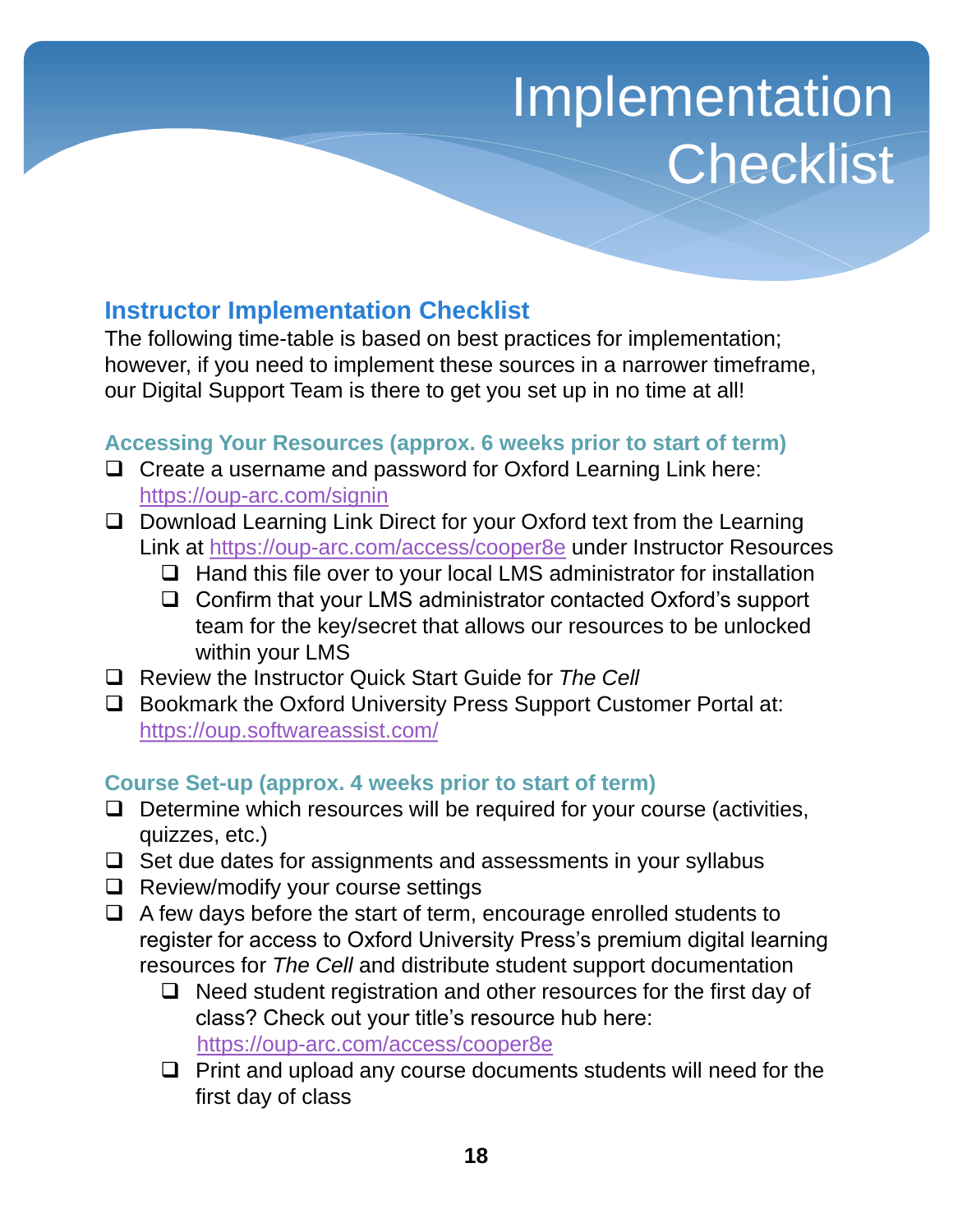# Implementation Checklist

## Instructor Implementation Checklist

The following time-table is based on best practices for implementation; however, if you need to implement these sources in a narrower timeframe, our Digital Support Team is there to get you set up in no time at all!

### Accessing Your Resources (approx. 6 weeks prior to start of term)

- ❑ Create a username and password for Oxford Learning Link here: https://oup-arc.com/signin
- ❑ Download Learning Link Direct for your Oxford text from the Learning Link at https://oup-arc.com/access/cooper8e under Instructor Resources
  - ❑ Hand this file over to your local LMS administrator for installation
  - ❑ Confirm that your LMS administrator contacted Oxford's support team for the key/secret that allows our resources to be unlocked within your LMS
- ❑ Review the Instructor Quick Start Guide for *The Cell*
- ❑ Bookmark the Oxford University Press Support Customer Portal at: https://oup.softwareassist.com/

### Course Set-up (approx. 4 weeks prior to start of term)

- ❑ Determine which resources will be required for your course (activities, quizzes, etc.)
- ❑ Set due dates for assignments and assessments in your syllabus
- ❑ Review/modify your course settings
- ❑ A few days before the start of term, encourage enrolled students to register for access to Oxford University Press's premium digital learning resources for *The Cell* and distribute student support documentation
  - ❑ Need student registration and other resources for the first day of class? Check out your title's resource hub here: https://oup-arc.com/access/cooper8e
  - ❑ Print and upload any course documents students will need for the first day of class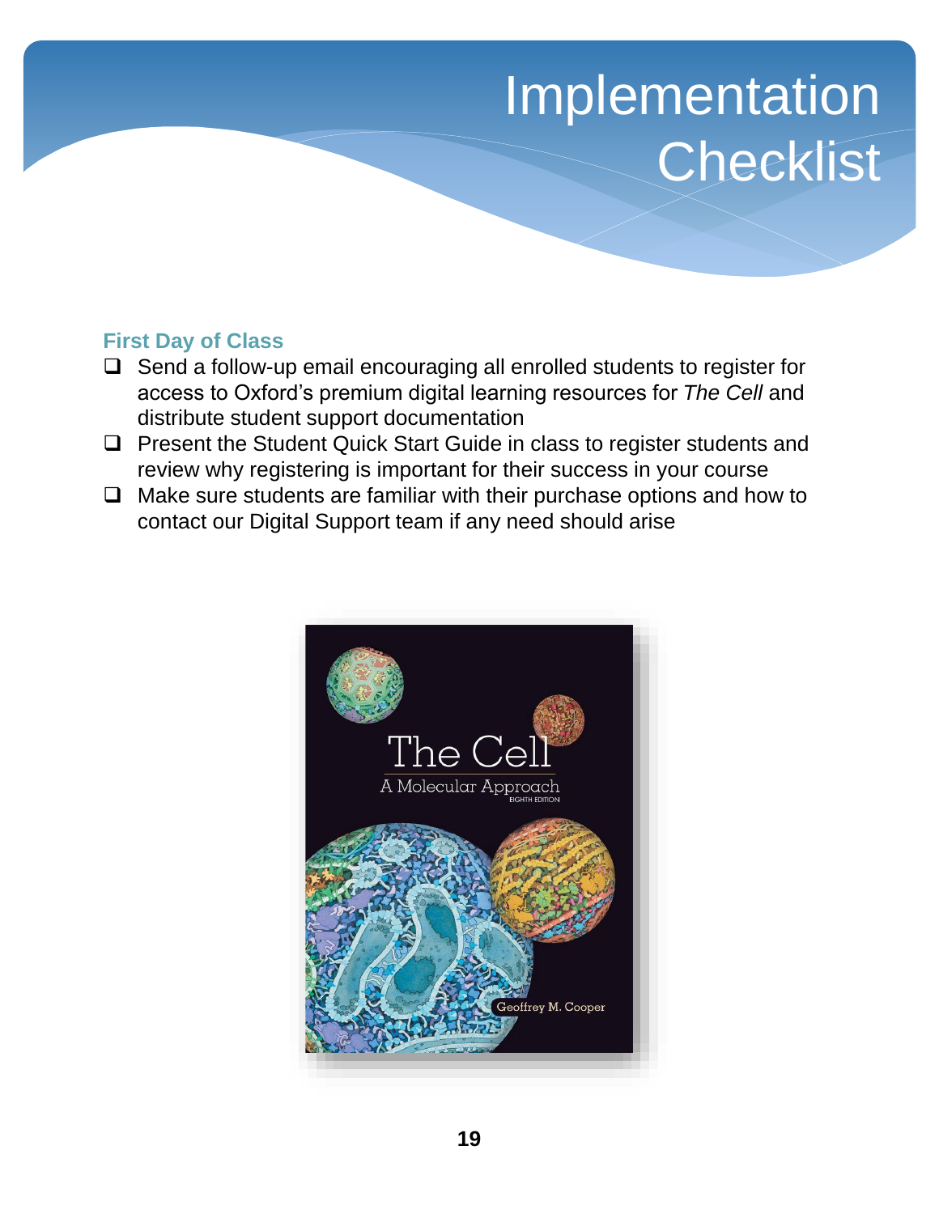# Implementation Checklist

### First Day of Class

- ☐ Send a follow-up email encouraging all enrolled students to register for access to Oxford's premium digital learning resources for *The Cell* and distribute student support documentation
- ☐ Present the Student Quick Start Guide in class to register students and review why registering is important for their success in your course
- ☐ Make sure students are familiar with their purchase options and how to contact our Digital Support team if any need should arise